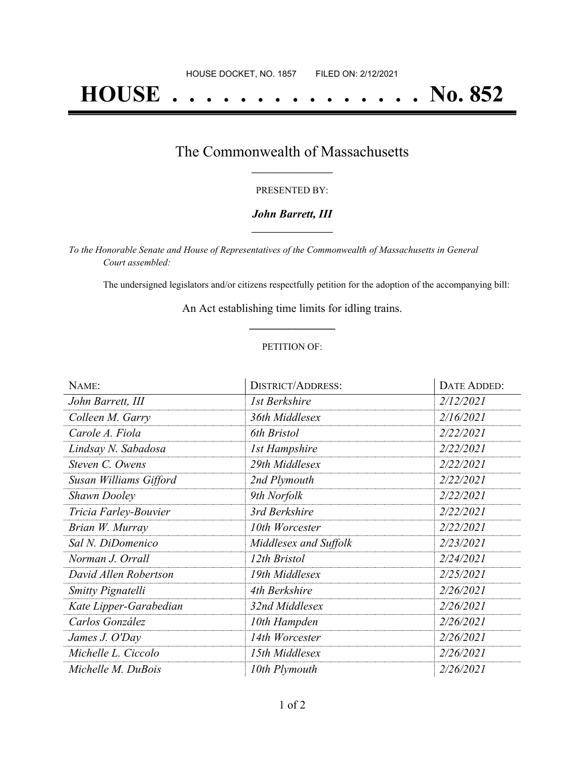HOUSE DOCKET, NO. 1857 FILED ON: 2/12/2021

# HOUSE . . . . . . . . . . . . . . . No. 852

## The Commonwealth of Massachusetts

PRESENTED BY:

***John Barrett, III***

*To the Honorable Senate and House of Representatives of the Commonwealth of Massachusetts in General Court assembled:*

The undersigned legislators and/or citizens respectfully petition for the adoption of the accompanying bill:

An Act establishing time limits for idling trains.

PETITION OF:

| NAME: | DISTRICT/ADDRESS: | DATE ADDED: |
|---|---|---|
| *John Barrett, III* | *1st Berkshire* | *2/12/2021* |
| *Colleen M. Garry* | *36th Middlesex* | *2/16/2021* |
| *Carole A. Fiola* | *6th Bristol* | *2/22/2021* |
| *Lindsay N. Sabadosa* | *1st Hampshire* | *2/22/2021* |
| *Steven C. Owens* | *29th Middlesex* | *2/22/2021* |
| *Susan Williams Gifford* | *2nd Plymouth* | *2/22/2021* |
| *Shawn Dooley* | *9th Norfolk* | *2/22/2021* |
| *Tricia Farley-Bouvier* | *3rd Berkshire* | *2/22/2021* |
| *Brian W. Murray* | *10th Worcester* | *2/22/2021* |
| *Sal N. DiDomenico* | *Middlesex and Suffolk* | *2/23/2021* |
| *Norman J. Orrall* | *12th Bristol* | *2/24/2021* |
| *David Allen Robertson* | *19th Middlesex* | *2/25/2021* |
| *Smitty Pignatelli* | *4th Berkshire* | *2/26/2021* |
| *Kate Lipper-Garabedian* | *32nd Middlesex* | *2/26/2021* |
| *Carlos González* | *10th Hampden* | *2/26/2021* |
| *James J. O'Day* | *14th Worcester* | *2/26/2021* |
| *Michelle L. Ciccolo* | *15th Middlesex* | *2/26/2021* |
| *Michelle M. DuBois* | *10th Plymouth* | *2/26/2021* |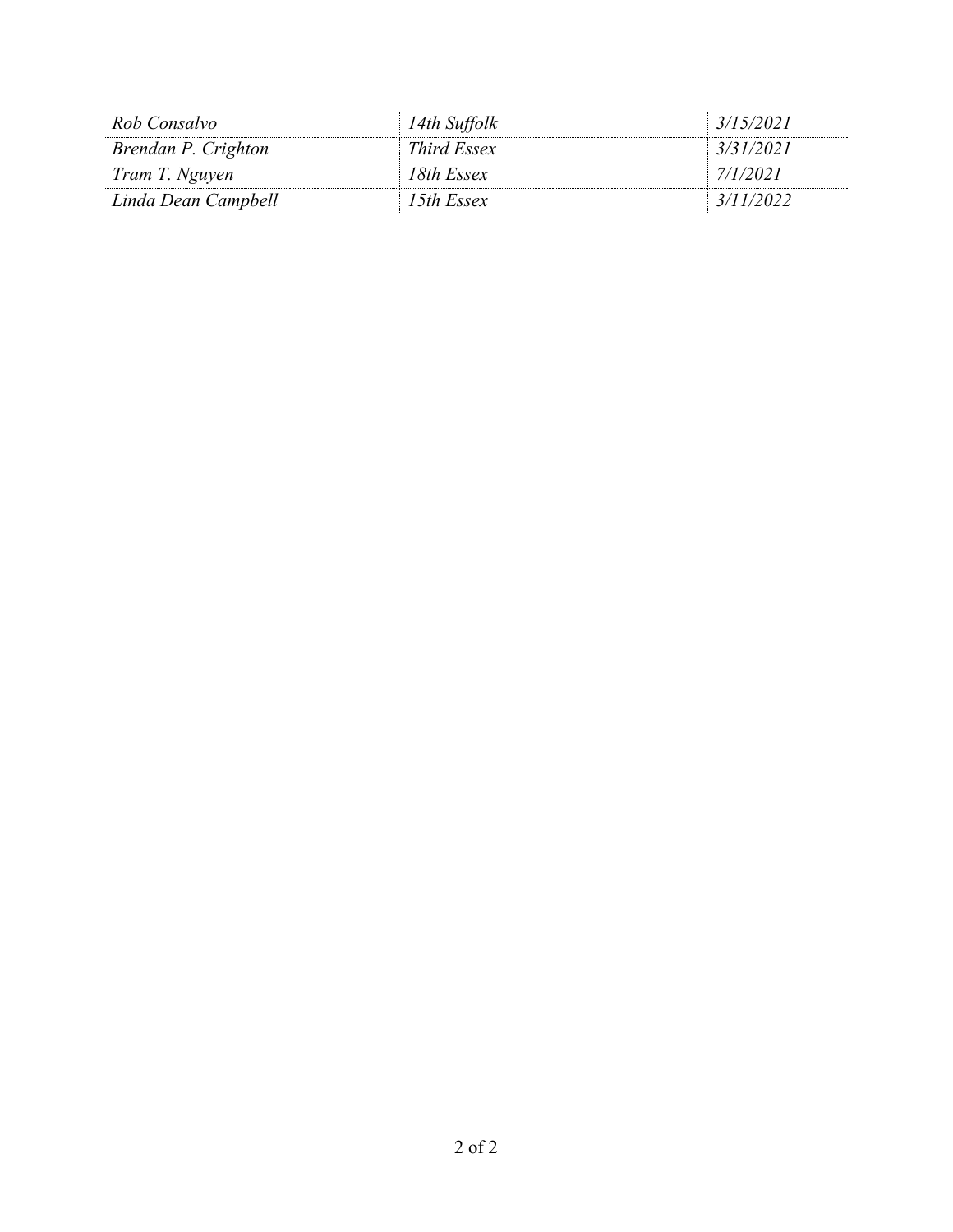| | | |
|---|---|---|
| *Rob Consalvo* | *14th Suffolk* | *3/15/2021* |
| *Brendan P. Crighton* | *Third Essex* | *3/31/2021* |
| *Tram T. Nguyen* | *18th Essex* | *7/1/2021* |
| *Linda Dean Campbell* | *15th Essex* | *3/11/2022* |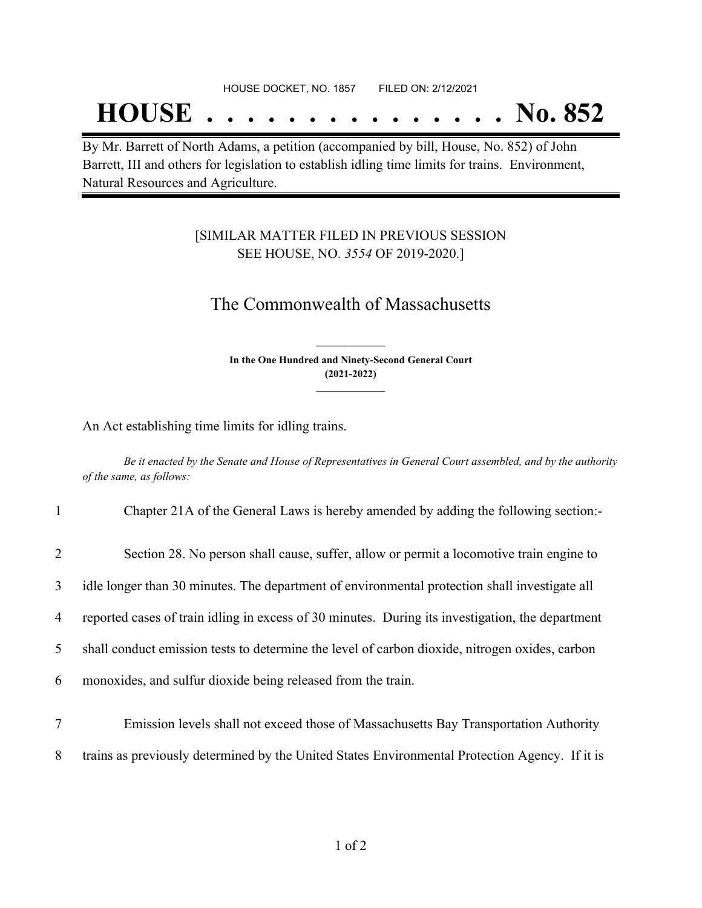HOUSE DOCKET, NO. 1857 FILED ON: 2/12/2021

# HOUSE . . . . . . . . . . . . . . . No. 852

By Mr. Barrett of North Adams, a petition (accompanied by bill, House, No. 852) of John Barrett, III and others for legislation to establish idling time limits for trains. Environment, Natural Resources and Agriculture.

[SIMILAR MATTER FILED IN PREVIOUS SESSION SEE HOUSE, NO. *3554* OF 2019-2020.]

## The Commonwealth of Massachusetts

**In the One Hundred and Ninety-Second General Court (2021-2022)**

An Act establishing time limits for idling trains.

*Be it enacted by the Senate and House of Representatives in General Court assembled, and by the authority of the same, as follows:*

1 Chapter 21A of the General Laws is hereby amended by adding the following section:-

2 Section 28. No person shall cause, suffer, allow or permit a locomotive train engine to
3 idle longer than 30 minutes. The department of environmental protection shall investigate all
4 reported cases of train idling in excess of 30 minutes. During its investigation, the department
5 shall conduct emission tests to determine the level of carbon dioxide, nitrogen oxides, carbon
6 monoxides, and sulfur dioxide being released from the train.

7 Emission levels shall not exceed those of Massachusetts Bay Transportation Authority
8 trains as previously determined by the United States Environmental Protection Agency. If it is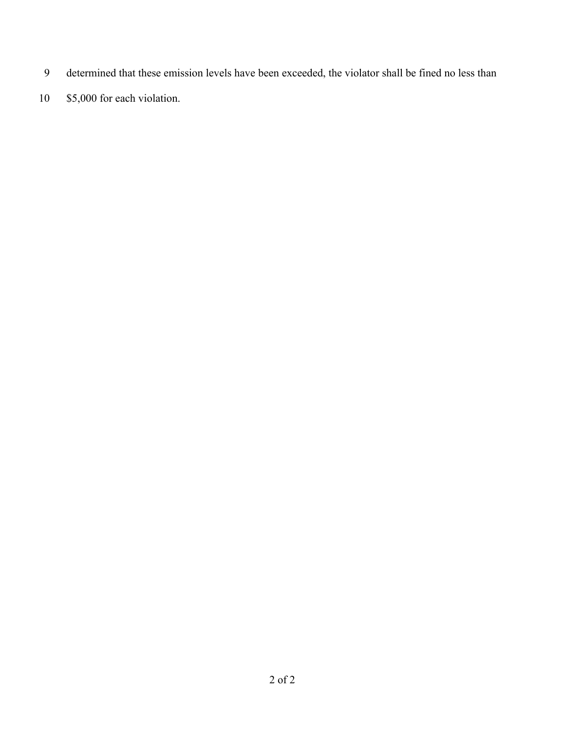determined that these emission levels have been exceeded, the violator shall be fined no less than $5,000 for each violation.